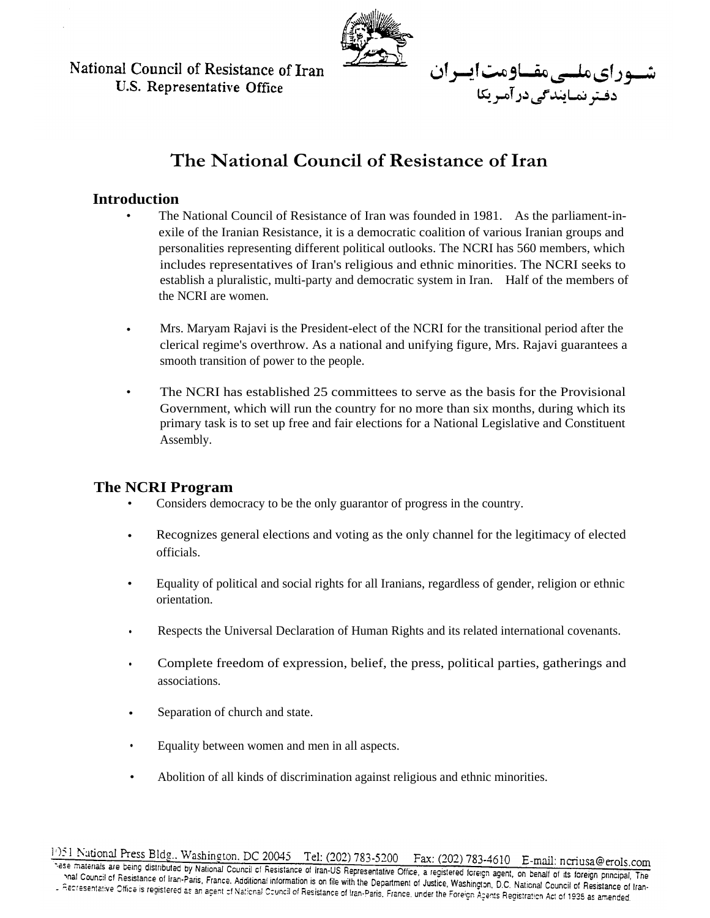National Council of Resistance of Iran
U.S. Representative Office

شـــورای ملـــی مقـــاومت ایـــران
دفـتر نمـایندگی در آمـریکا

# The National Council of Resistance of Iran

## Introduction

- The National Council of Resistance of Iran was founded in 1981. As the parliament-in-exile of the Iranian Resistance, it is a democratic coalition of various Iranian groups and personalities representing different political outlooks. The NCRI has 560 members, which includes representatives of Iran's religious and ethnic minorities. The NCRI seeks to establish a pluralistic, multi-party and democratic system in Iran. Half of the members of the NCRI are women.

- Mrs. Maryam Rajavi is the President-elect of the NCRI for the transitional period after the clerical regime's overthrow. As a national and unifying figure, Mrs. Rajavi guarantees a smooth transition of power to the people.

- The NCRI has established 25 committees to serve as the basis for the Provisional Government, which will run the country for no more than six months, during which its primary task is to set up free and fair elections for a National Legislative and Constituent Assembly.

## The NCRI Program

- Considers democracy to be the only guarantor of progress in the country.

- Recognizes general elections and voting as the only channel for the legitimacy of elected officials.

- Equality of political and social rights for all Iranians, regardless of gender, religion or ethnic orientation.

- Respects the Universal Declaration of Human Rights and its related international covenants.

- Complete freedom of expression, belief, the press, political parties, gatherings and associations.

- Separation of church and state.

- Equality between women and men in all aspects.

- Abolition of all kinds of discrimination against religious and ethnic minorities.

1051 National Press Bldg., Washington, DC 20045 Tel: (202) 783-5200 Fax: (202) 783-4610 E-mail: ncriusa@erols.com

These materials are being distributed by National Council of Resistance of Iran-US Representative Office, a registered foreign agent, on behalf of its foreign principal, The National Council of Resistance of Iran-Paris, France. Additional information is on file with the Department of Justice, Washington, D.C. National Council of Resistance of Iran-US Representative Office is registered as an agent of National Council of Resistance of Iran-Paris, France, under the Foreign Agents Registration Act of 1938 as amended.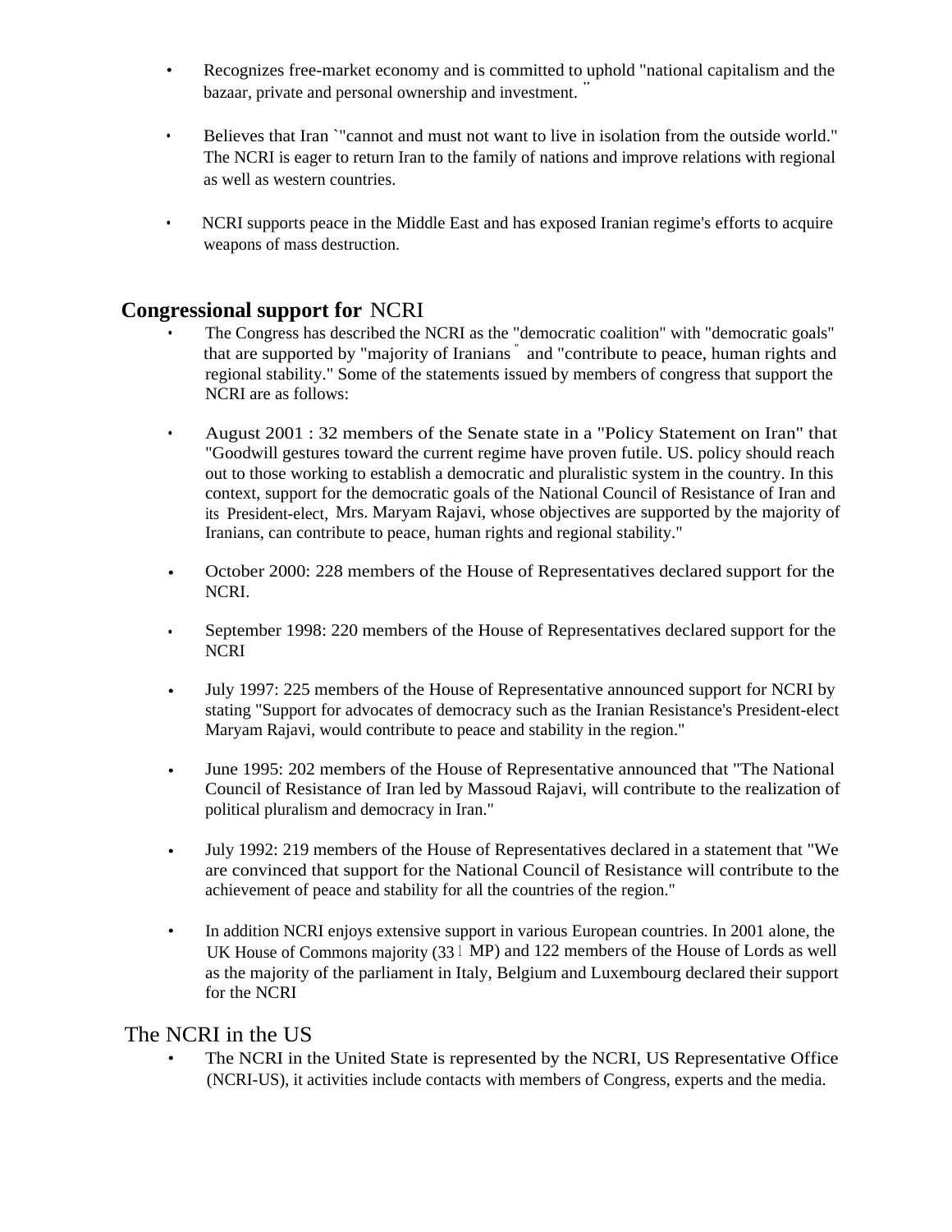- Recognizes free-market economy and is committed to uphold "national capitalism and the bazaar, private and personal ownership and investment. "
- Believes that Iran `"cannot and must not want to live in isolation from the outside world." The NCRI is eager to return Iran to the family of nations and improve relations with regional as well as western countries.
- NCRI supports peace in the Middle East and has exposed Iranian regime's efforts to acquire weapons of mass destruction.

## Congressional support for NCRI

- The Congress has described the NCRI as the "democratic coalition" with "democratic goals" that are supported by "majority of Iranians " and "contribute to peace, human rights and regional stability." Some of the statements issued by members of congress that support the NCRI are as follows:
- August 2001 : 32 members of the Senate state in a "Policy Statement on Iran" that "Goodwill gestures toward the current regime have proven futile. US. policy should reach out to those working to establish a democratic and pluralistic system in the country. In this context, support for the democratic goals of the National Council of Resistance of Iran and its President-elect, Mrs. Maryam Rajavi, whose objectives are supported by the majority of Iranians, can contribute to peace, human rights and regional stability."
- October 2000: 228 members of the House of Representatives declared support for the NCRI.
- September 1998: 220 members of the House of Representatives declared support for the NCRI
- July 1997: 225 members of the House of Representative announced support for NCRI by stating "Support for advocates of democracy such as the Iranian Resistance's President-elect Maryam Rajavi, would contribute to peace and stability in the region."
- June 1995: 202 members of the House of Representative announced that "The National Council of Resistance of Iran led by Massoud Rajavi, will contribute to the realization of political pluralism and democracy in Iran."
- July 1992: 219 members of the House of Representatives declared in a statement that "We are convinced that support for the National Council of Resistance will contribute to the achievement of peace and stability for all the countries of the region."
- In addition NCRI enjoys extensive support in various European countries. In 2001 alone, the UK House of Commons majority (331 MP) and 122 members of the House of Lords as well as the majority of the parliament in Italy, Belgium and Luxembourg declared their support for the NCRI

## The NCRI in the US

- The NCRI in the United State is represented by the NCRI, US Representative Office (NCRI-US), it activities include contacts with members of Congress, experts and the media.